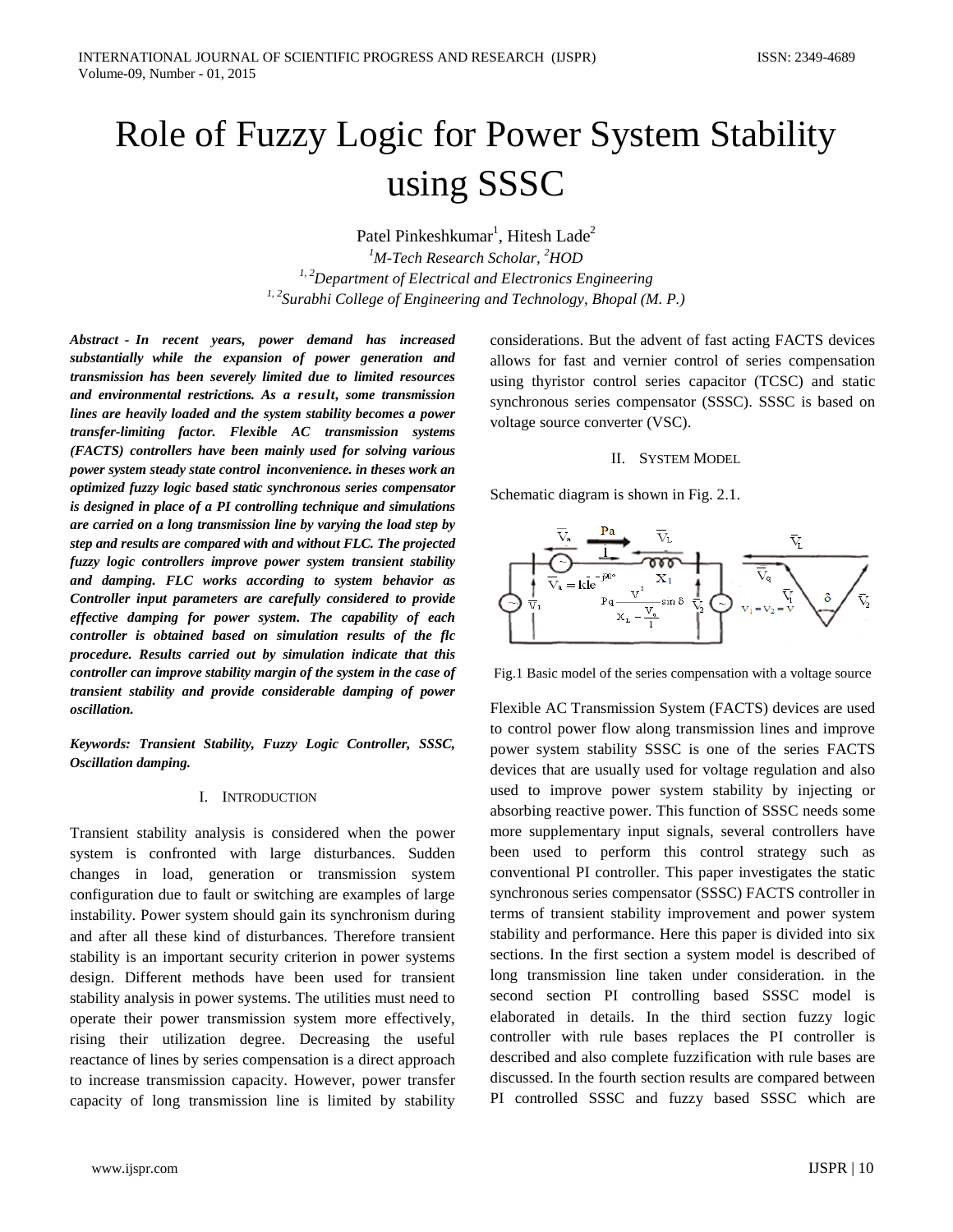// Role of Fuzzy Logic for Power System Stability using SSSC

Patel Pinkeshkumar[1], Hitesh Lade[2]

[1]M-Tech Research Scholar, [2]HOD

[1, 2]Department of Electrical and Electronics Engineering

[1, 2]Surabhi College of Engineering and Technology, Bhopal (M. P.)

***Abstract - In recent years, power demand has increased substantially while the expansion of power generation and transmission has been severely limited due to limited resources and environmental restrictions. As a result, some transmission lines are heavily loaded and the system stability becomes a power transfer-limiting factor. Flexible AC transmission systems (FACTS) controllers have been mainly used for solving various power system steady state control inconvenience. in theses work an optimized fuzzy logic based static synchronous series compensator is designed in place of a PI controlling technique and simulations are carried on a long transmission line by varying the load step by step and results are compared with and without FLC. The projected fuzzy logic controllers improve power system transient stability and damping. FLC works according to system behavior as Controller input parameters are carefully considered to provide effective damping for power system. The capability of each controller is obtained based on simulation results of the flc procedure. Results carried out by simulation indicate that this controller can improve stability margin of the system in the case of transient stability and provide considerable damping of power oscillation.***

***Keywords: Transient Stability, Fuzzy Logic Controller, SSSC, Oscillation damping.***

## I. INTRODUCTION

Transient stability analysis is considered when the power system is confronted with large disturbances. Sudden changes in load, generation or transmission system configuration due to fault or switching are examples of large instability. Power system should gain its synchronism during and after all these kind of disturbances. Therefore transient stability is an important security criterion in power systems design. Different methods have been used for transient stability analysis in power systems. The utilities must need to operate their power transmission system more effectively, rising their utilization degree. Decreasing the useful reactance of lines by series compensation is a direct approach to increase transmission capacity. However, power transfer capacity of long transmission line is limited by stability considerations. But the advent of fast acting FACTS devices allows for fast and vernier control of series compensation using thyristor control series capacitor (TCSC) and static synchronous series compensator (SSSC). SSSC is based on voltage source converter (VSC).

## II. SYSTEM MODEL

Schematic diagram is shown in Fig. 2.1.

Fig.1 Basic model of the series compensation with a voltage source

Flexible AC Transmission System (FACTS) devices are used to control power flow along transmission lines and improve power system stability SSSC is one of the series FACTS devices that are usually used for voltage regulation and also used to improve power system stability by injecting or absorbing reactive power. This function of SSSC needs some more supplementary input signals, several controllers have been used to perform this control strategy such as conventional PI controller. This paper investigates the static synchronous series compensator (SSSC) FACTS controller in terms of transient stability improvement and power system stability and performance. Here this paper is divided into six sections. In the first section a system model is described of long transmission line taken under consideration. in the second section PI controlling based SSSC model is elaborated in details. In the third section fuzzy logic controller with rule bases replaces the PI controller is described and also complete fuzzification with rule bases are discussed. In the fourth section results are compared between PI controlled SSSC and fuzzy based SSSC which are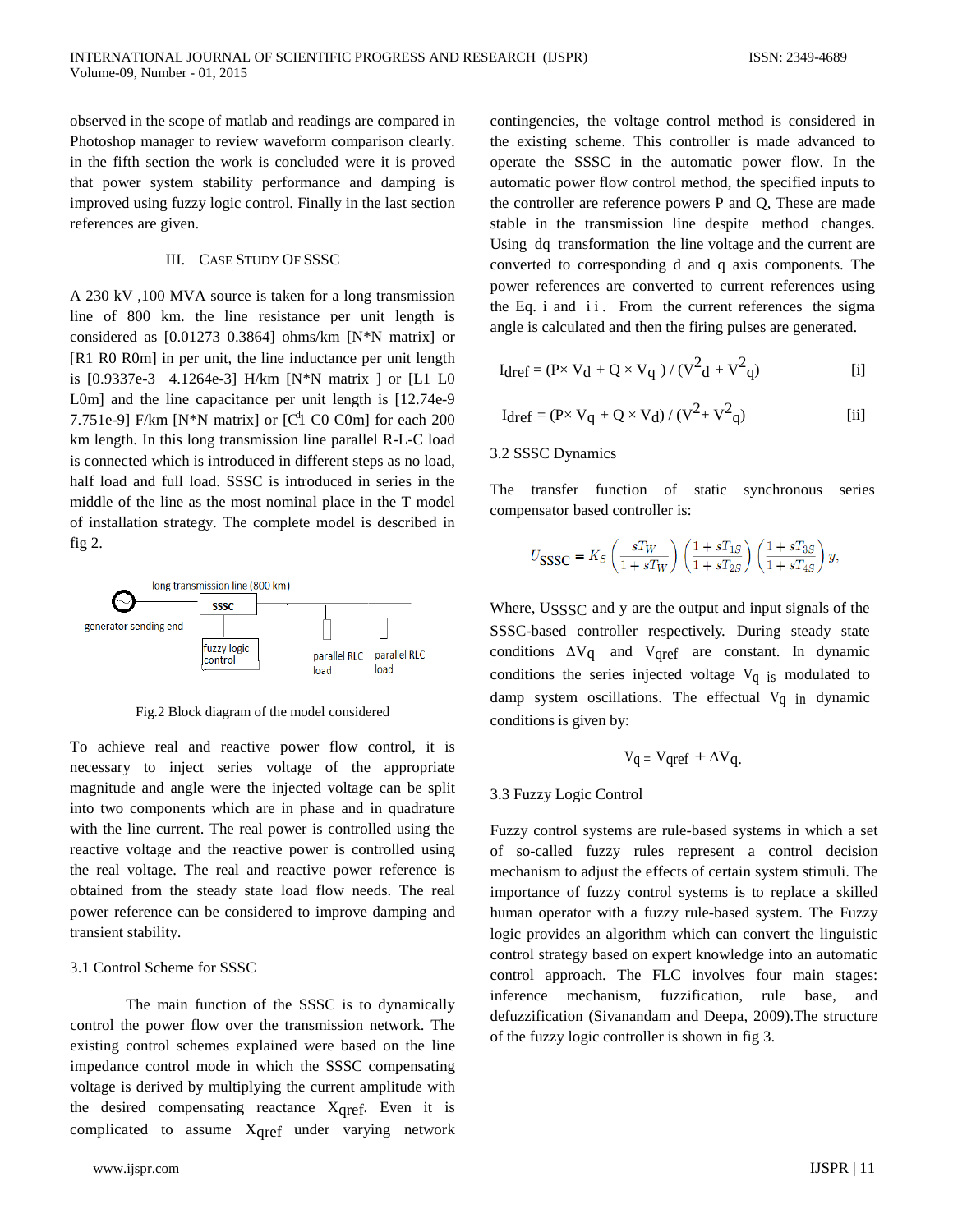observed in the scope of matlab and readings are compared in Photoshop manager to review waveform comparison clearly. in the fifth section the work is concluded were it is proved that power system stability performance and damping is improved using fuzzy logic control. Finally in the last section references are given.

## III. CASE STUDY OF SSSC

A 230 kV ,100 MVA source is taken for a long transmission line of 800 km. the line resistance per unit length is considered as [0.01273 0.3864] ohms/km [N*N matrix] or [R1 R0 R0m] in per unit, the line inductance per unit length is [0.9337e-3 4.1264e-3] H/km [N*N matrix ] or [L1 L0 L0m] and the line capacitance per unit length is [12.74e-9 7.751e-9] F/km [N*N matrix] or [C1 C0 C0m] for each 200 km length. In this long transmission line parallel R-L-C load is connected which is introduced in different steps as no load, half load and full load. SSSC is introduced in series in the middle of the line as the most nominal place in the T model of installation strategy. The complete model is described in fig 2.

Fig.2 Block diagram of the model considered

To achieve real and reactive power flow control, it is necessary to inject series voltage of the appropriate magnitude and angle were the injected voltage can be split into two components which are in phase and in quadrature with the line current. The real power is controlled using the reactive voltage and the reactive power is controlled using the real voltage. The real and reactive power reference is obtained from the steady state load flow needs. The real power reference can be considered to improve damping and transient stability.

### 3.1 Control Scheme for SSSC

The main function of the SSSC is to dynamically control the power flow over the transmission network. The existing control schemes explained were based on the line impedance control mode in which the SSSC compensating voltage is derived by multiplying the current amplitude with the desired compensating reactance $X_{qref}$. Even it is complicated to assume $X_{qref}$ under varying network contingencies, the voltage control method is considered in the existing scheme. This controller is made advanced to operate the SSSC in the automatic power flow. In the automatic power flow control method, the specified inputs to the controller are reference powers P and Q, These are made stable in the transmission line despite method changes. Using dq transformation the line voltage and the current are converted to corresponding d and q axis components. The power references are converted to current references using the Eq. i and ii. From the current references the sigma angle is calculated and then the firing pulses are generated.

$$I_{dref} = (P \times V_d + Q \times V_q) / (V_d^2 + V_q^2) \quad [i]$$

$$I_{dref} = (P \times V_q + Q \times V_d) / (V^2 + V_q^2) \quad [ii]$$

### 3.2 SSSC Dynamics

The transfer function of static synchronous series compensator based controller is:

$$U_{SSSC} = K_S \left(\frac{sT_W}{1+sT_W}\right)\left(\frac{1+sT_{1S}}{1+sT_{2S}}\right)\left(\frac{1+sT_{3S}}{1+sT_{4S}}\right)y,$$

Where, $U_{SSSC}$ and y are the output and input signals of the SSSC-based controller respectively. During steady state conditions $\Delta V_q$ and $V_{qref}$ are constant. In dynamic conditions the series injected voltage $V_q$ is modulated to damp system oscillations. The effectual $V_q$ in dynamic conditions is given by:

$$V_q = V_{qref} + \Delta V_q.$$

### 3.3 Fuzzy Logic Control

Fuzzy control systems are rule-based systems in which a set of so-called fuzzy rules represent a control decision mechanism to adjust the effects of certain system stimuli. The importance of fuzzy control systems is to replace a skilled human operator with a fuzzy rule-based system. The Fuzzy logic provides an algorithm which can convert the linguistic control strategy based on expert knowledge into an automatic control approach. The FLC involves four main stages: inference mechanism, fuzzification, rule base, and defuzzification (Sivanandam and Deepa, 2009).The structure of the fuzzy logic controller is shown in fig 3.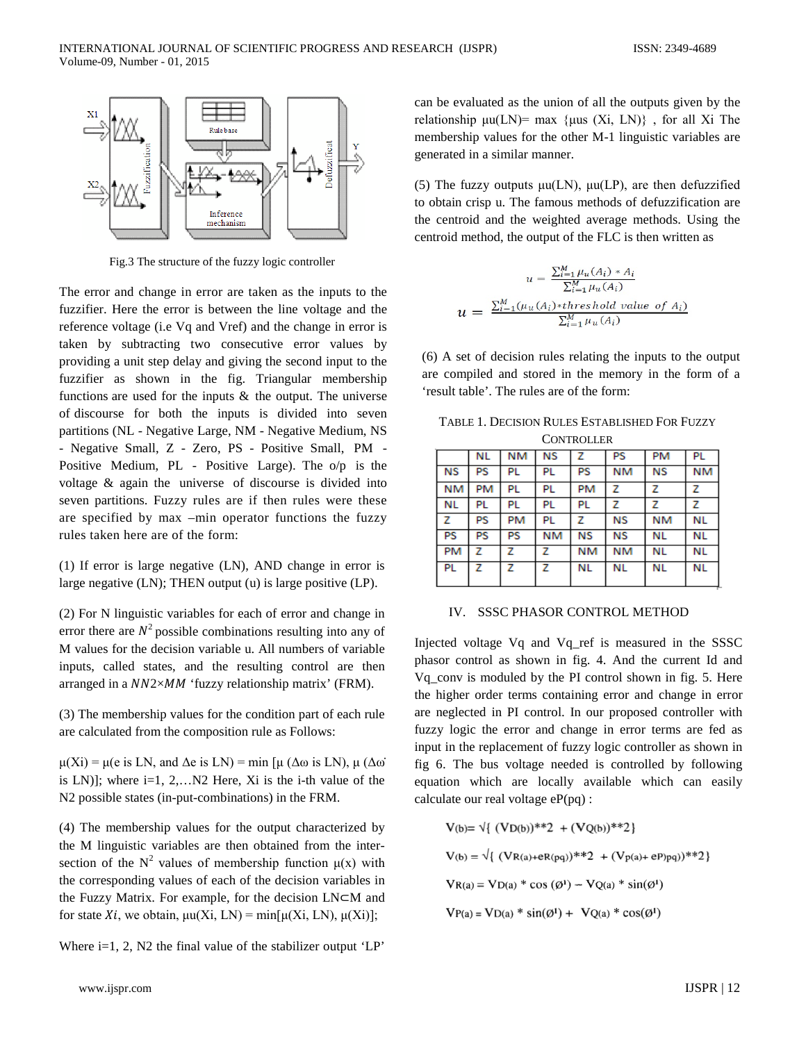Fig.3 The structure of the fuzzy logic controller

The error and change in error are taken as the inputs to the fuzzifier. Here the error is between the line voltage and the reference voltage (i.e Vq and Vref) and the change in error is taken by subtracting two consecutive error values by providing a unit step delay and giving the second input to the fuzzifier as shown in the fig. Triangular membership functions are used for the inputs & the output. The universe of discourse for both the inputs is divided into seven partitions (NL - Negative Large, NM - Negative Medium, NS - Negative Small, Z - Zero, PS - Positive Small, PM - Positive Medium, PL - Positive Large). The o/p is the voltage & again the universe of discourse is divided into seven partitions. Fuzzy rules are if then rules were these are specified by max –min operator functions the fuzzy rules taken here are of the form:

(1) If error is large negative (LN), AND change in error is large negative (LN); THEN output (u) is large positive (LP).

(2) For N linguistic variables for each of error and change in error there are $N^2$ possible combinations resulting into any of M values for the decision variable u. All numbers of variable inputs, called states, and the resulting control are then arranged in a $NN2 \times MM$ 'fuzzy relationship matrix' (FRM).

(3) The membership values for the condition part of each rule are calculated from the composition rule as Follows:

μ(Xi) = μ(e is LN, and Δe is LN) = min [μ (Δω is LN), μ (Δω̇ is LN)]; where i=1, 2,…N2 Here, Xi is the i-th value of the N2 possible states (in-put-combinations) in the FRM.

(4) The membership values for the output characterized by the M linguistic variables are then obtained from the inter-section of the $N^2$ values of membership function μ(x) with the corresponding values of each of the decision variables in the Fuzzy Matrix. For example, for the decision LN⊂M and for state $Xi$, we obtain, μu(Xi, LN) = min[μ(Xi, LN), μ(Xi)];

Where i=1, 2, N2 the final value of the stabilizer output 'LP' can be evaluated as the union of all the outputs given by the relationship μu(LN)= max {μus (Xi, LN)} , for all Xi The membership values for the other M-1 linguistic variables are generated in a similar manner.

(5) The fuzzy outputs μu(LN), μu(LP), are then defuzzified to obtain crisp u. The famous methods of defuzzification are the centroid and the weighted average methods. Using the centroid method, the output of the FLC is then written as

$$u = \frac{\sum_{i=1}^{M} \mu_u(A_i) * A_i}{\sum_{i=1}^{M} \mu_u(A_i)}$$

$$u = \frac{\sum_{i=1}^{M} (\mu_u(A_i) * threshold\ value\ of\ A_i)}{\sum_{i=1}^{M} \mu_u(A_i)}$$

(6) A set of decision rules relating the inputs to the output are compiled and stored in the memory in the form of a 'result table'. The rules are of the form:

TABLE 1. DECISION RULES ESTABLISHED FOR FUZZY CONTROLLER

| | NL | NM | NS | Z | PS | PM | PL |
|---|---|---|---|---|---|---|---|
| NS | PS | PL | PL | PS | NM | NS | NM |
| NM | PM | PL | PL | PM | Z | Z | Z |
| NL | PL | PL | PL | PL | Z | Z | Z |
| Z | PS | PM | PL | Z | NS | NM | NL |
| PS | PS | PS | NM | NS | NS | NL | NL |
| PM | Z | Z | Z | NM | NM | NL | NL |
| PL | Z | Z | Z | NL | NL | NL | NL |

## IV. SSSC PHASOR CONTROL METHOD

Injected voltage Vq and Vq_ref is measured in the SSSC phasor control as shown in fig. 4. And the current Id and Vq_conv is moduled by the PI control shown in fig. 5. Here the higher order terms containing error and change in error are neglected in PI control. In our proposed controller with fuzzy logic the error and change in error terms are fed as input in the replacement of fuzzy logic controller as shown in fig 6. The bus voltage needed is controlled by following equation which are locally available which can easily calculate our real voltage eP(pq) :

$$V_{(b)} = \sqrt{\{ (V_{D(b)})^{**2} + (V_{Q(b)})^{**2} \}}$$

$$V_{(b)} = \sqrt{\{ (V_{R(a)+eR(pq)})^{**2} + (V_{p(a)+ eP)pq)})^{**2} \}}$$

$$V_{R(a)} = V_{D(a)} * \cos(\emptyset^1) - V_{Q(a)} * \sin(\emptyset^1)$$

$$V_{P(a)} = V_{D(a)} * \sin(\emptyset^1) + V_{Q(a)} * \cos(\emptyset^1)$$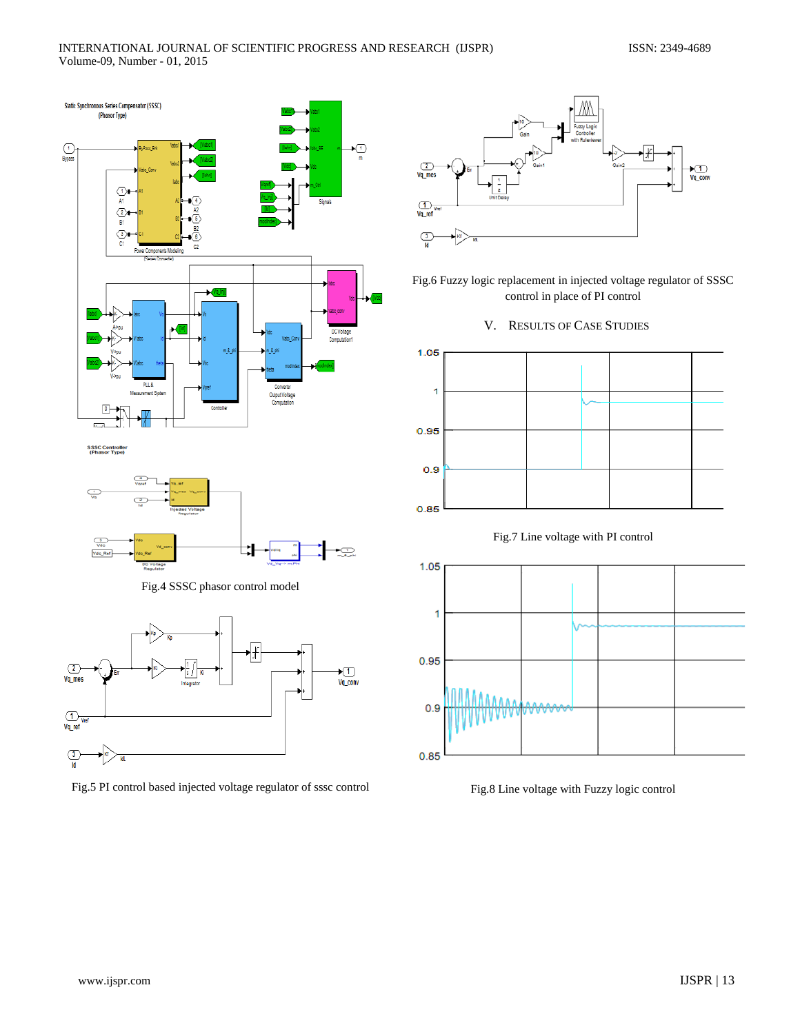Fig.4 SSSC phasor control model

Fig.5 PI control based injected voltage regulator of sssc control

Fig.6 Fuzzy logic replacement in injected voltage regulator of SSSC control in place of PI control

## V. RESULTS OF CASE STUDIES

Fig.7 Line voltage with PI control

Fig.8 Line voltage with Fuzzy logic control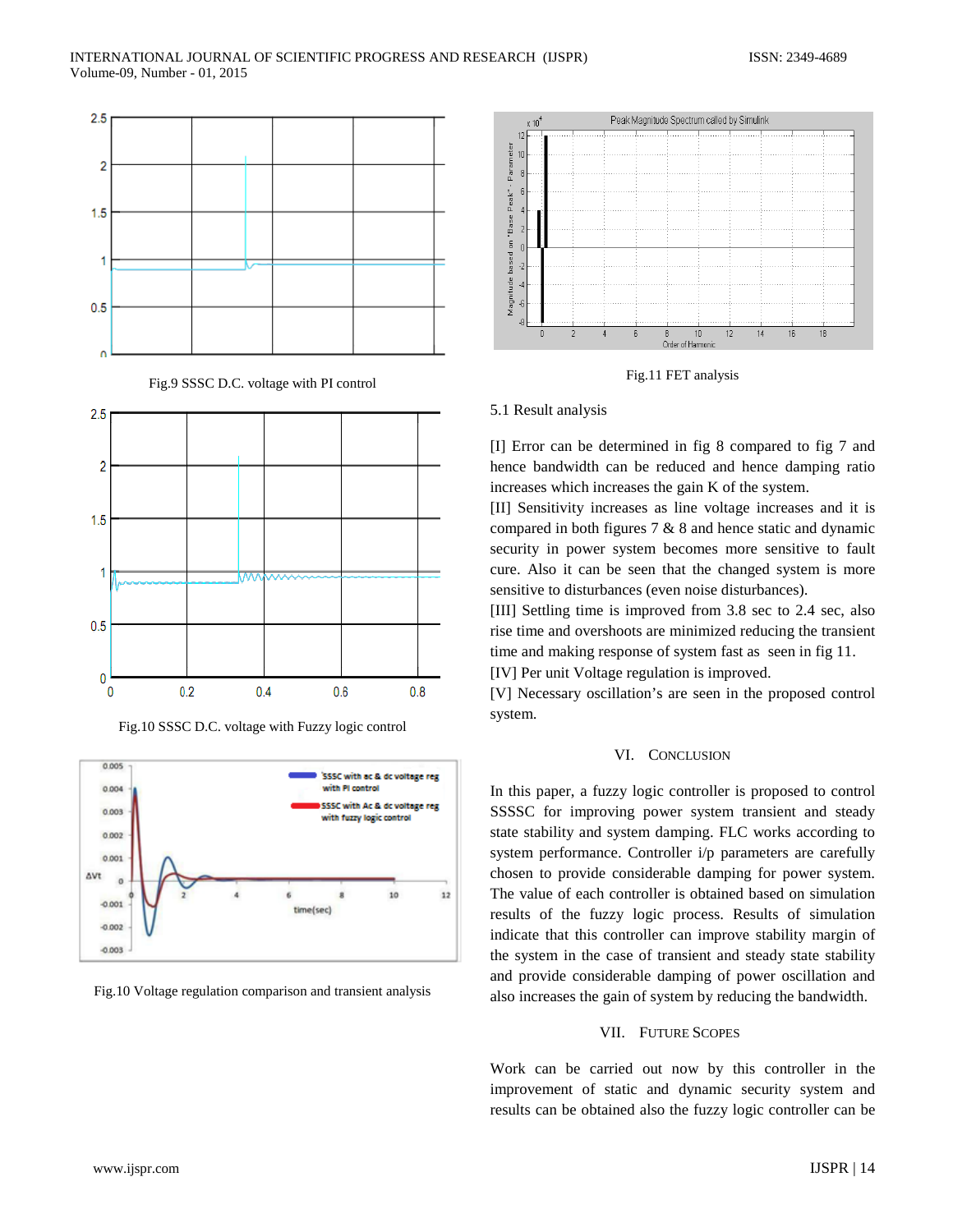Fig.9 SSSC D.C. voltage with PI control

Fig.10 SSSC D.C. voltage with Fuzzy logic control

Fig.10 Voltage regulation comparison and transient analysis

Fig.11 FET analysis

5.1 Result analysis

[I] Error can be determined in fig 8 compared to fig 7 and hence bandwidth can be reduced and hence damping ratio increases which increases the gain K of the system.

[II] Sensitivity increases as line voltage increases and it is compared in both figures 7 & 8 and hence static and dynamic security in power system becomes more sensitive to fault cure. Also it can be seen that the changed system is more sensitive to disturbances (even noise disturbances).

[III] Settling time is improved from 3.8 sec to 2.4 sec, also rise time and overshoots are minimized reducing the transient time and making response of system fast as seen in fig 11.

[IV] Per unit Voltage regulation is improved.

[V] Necessary oscillation's are seen in the proposed control system.

## VI. CONCLUSION

In this paper, a fuzzy logic controller is proposed to control SSSSC for improving power system transient and steady state stability and system damping. FLC works according to system performance. Controller i/p parameters are carefully chosen to provide considerable damping for power system. The value of each controller is obtained based on simulation results of the fuzzy logic process. Results of simulation indicate that this controller can improve stability margin of the system in the case of transient and steady state stability and provide considerable damping of power oscillation and also increases the gain of system by reducing the bandwidth.

## VII. FUTURE SCOPES

Work can be carried out now by this controller in the improvement of static and dynamic security system and results can be obtained also the fuzzy logic controller can be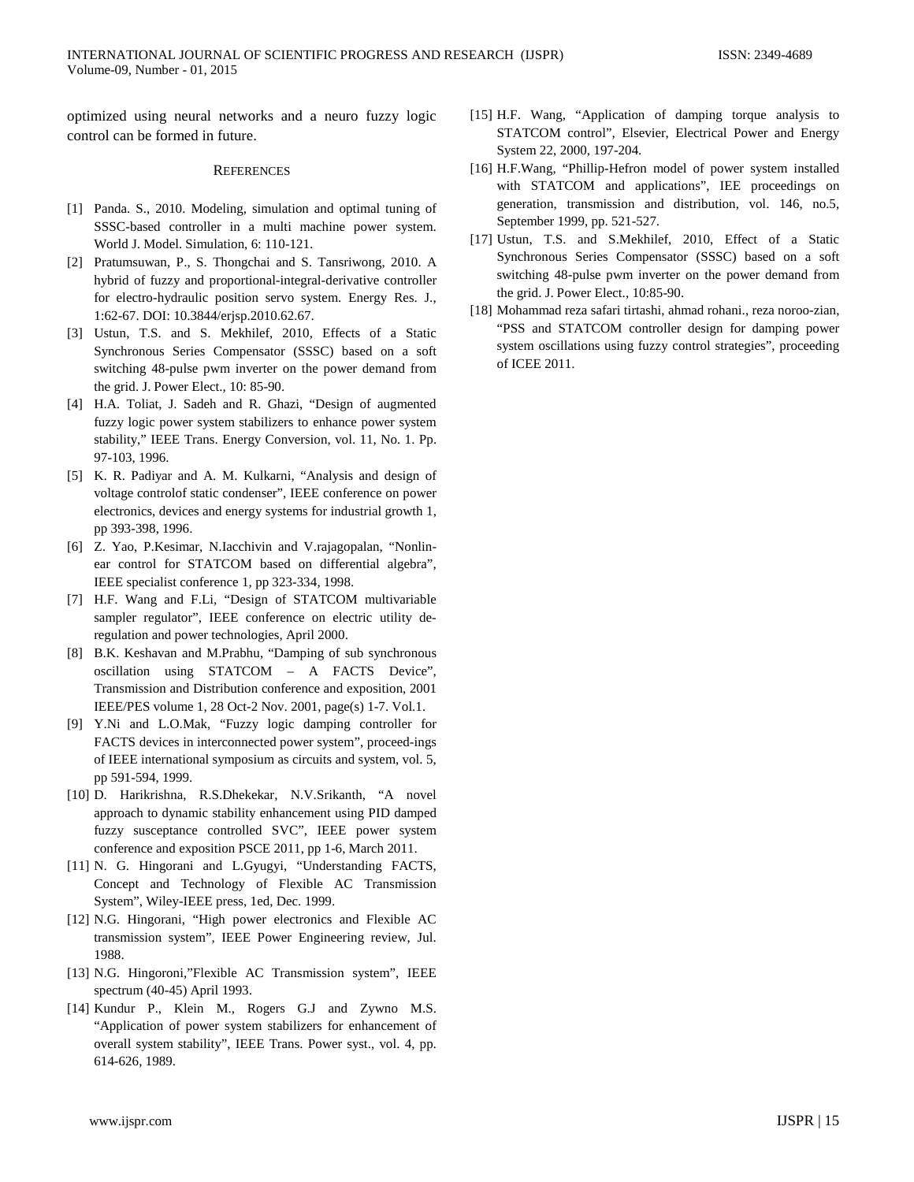optimized using neural networks and a neuro fuzzy logic control can be formed in future.

## References

[1] Panda. S., 2010. Modeling, simulation and optimal tuning of SSSC-based controller in a multi machine power system. World J. Model. Simulation, 6: 110-121.

[2] Pratumsuwan, P., S. Thongchai and S. Tansriwong, 2010. A hybrid of fuzzy and proportional-integral-derivative controller for electro-hydraulic position servo system. Energy Res. J., 1:62-67. DOI: 10.3844/erjsp.2010.62.67.

[3] Ustun, T.S. and S. Mekhilef, 2010, Effects of a Static Synchronous Series Compensator (SSSC) based on a soft switching 48-pulse pwm inverter on the power demand from the grid. J. Power Elect., 10: 85-90.

[4] H.A. Toliat, J. Sadeh and R. Ghazi, "Design of augmented fuzzy logic power system stabilizers to enhance power system stability," IEEE Trans. Energy Conversion, vol. 11, No. 1. Pp. 97-103, 1996.

[5] K. R. Padiyar and A. M. Kulkarni, "Analysis and design of voltage controlof static condenser", IEEE conference on power electronics, devices and energy systems for industrial growth 1, pp 393-398, 1996.

[6] Z. Yao, P.Kesimar, N.Iacchivin and V.rajagopalan, "Nonlin-ear control for STATCOM based on differential algebra", IEEE specialist conference 1, pp 323-334, 1998.

[7] H.F. Wang and F.Li, "Design of STATCOM multivariable sampler regulator", IEEE conference on electric utility de-regulation and power technologies, April 2000.

[8] B.K. Keshavan and M.Prabhu, "Damping of sub synchronous oscillation using STATCOM – A FACTS Device", Transmission and Distribution conference and exposition, 2001 IEEE/PES volume 1, 28 Oct-2 Nov. 2001, page(s) 1-7. Vol.1.

[9] Y.Ni and L.O.Mak, "Fuzzy logic damping controller for FACTS devices in interconnected power system", proceed-ings of IEEE international symposium as circuits and system, vol. 5, pp 591-594, 1999.

[10] D. Harikrishna, R.S.Dhekekar, N.V.Srikanth, "A novel approach to dynamic stability enhancement using PID damped fuzzy susceptance controlled SVC", IEEE power system conference and exposition PSCE 2011, pp 1-6, March 2011.

[11] N. G. Hingorani and L.Gyugyi, "Understanding FACTS, Concept and Technology of Flexible AC Transmission System", Wiley-IEEE press, 1ed, Dec. 1999.

[12] N.G. Hingorani, "High power electronics and Flexible AC transmission system", IEEE Power Engineering review, Jul. 1988.

[13] N.G. Hingoroni,"Flexible AC Transmission system", IEEE spectrum (40-45) April 1993.

[14] Kundur P., Klein M., Rogers G.J and Zywno M.S. "Application of power system stabilizers for enhancement of overall system stability", IEEE Trans. Power syst., vol. 4, pp. 614-626, 1989.

[15] H.F. Wang, "Application of damping torque analysis to STATCOM control", Elsevier, Electrical Power and Energy System 22, 2000, 197-204.

[16] H.F.Wang, "Phillip-Hefron model of power system installed with STATCOM and applications", IEE proceedings on generation, transmission and distribution, vol. 146, no.5, September 1999, pp. 521-527.

[17] Ustun, T.S. and S.Mekhilef, 2010, Effect of a Static Synchronous Series Compensator (SSSC) based on a soft switching 48-pulse pwm inverter on the power demand from the grid. J. Power Elect., 10:85-90.

[18] Mohammad reza safari tirtashi, ahmad rohani., reza noroo-zian, "PSS and STATCOM controller design for damping power system oscillations using fuzzy control strategies", proceeding of ICEE 2011.